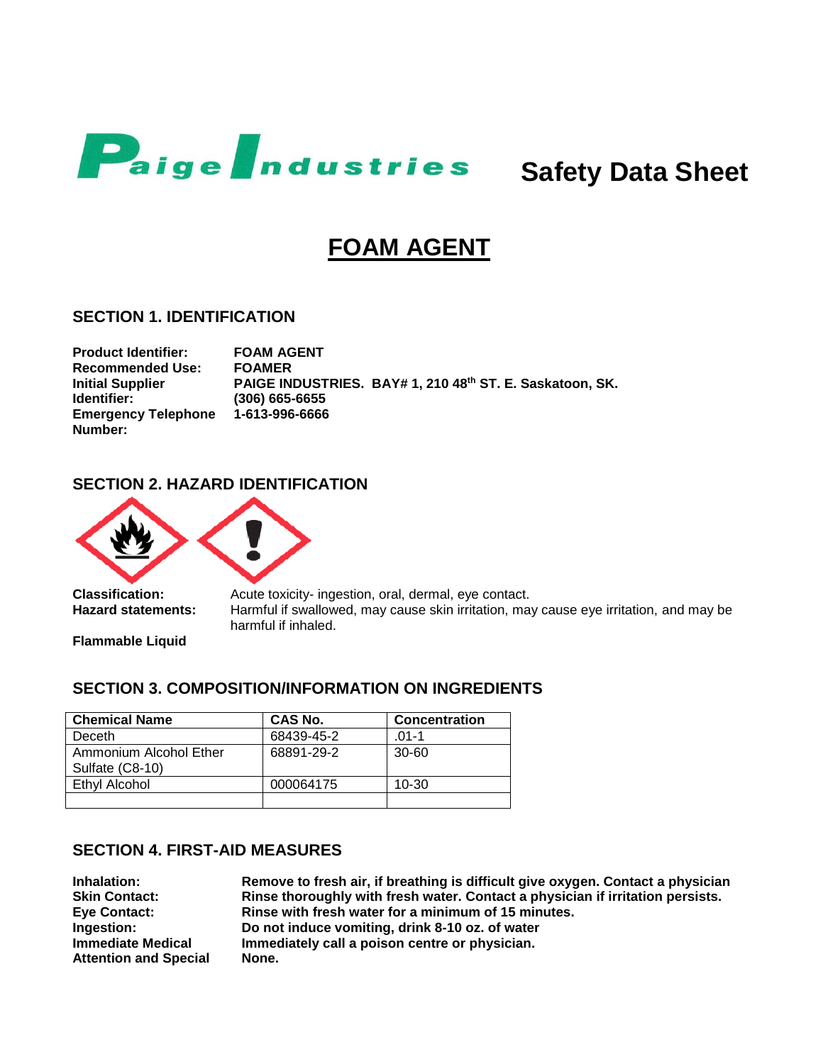Paige Industries **Safety Data Sheet**

# FOAM AGENT

## SECTION 1. IDENTIFICATION

**Product Identifier:** **FOAM AGENT**
**Recommended Use:** **FOAMER**
**Initial Supplier Identifier:** **PAIGE INDUSTRIES. BAY# 1, 210 48th ST. E. Saskatoon, SK. (306) 665-6655**
**Emergency Telephone Number:** **1-613-996-6666**

## SECTION 2. HAZARD IDENTIFICATION

**Classification:** Acute toxicity- ingestion, oral, dermal, eye contact.
**Hazard statements:** Harmful if swallowed, may cause skin irritation, may cause eye irritation, and may be harmful if inhaled.

**Flammable Liquid**

## SECTION 3. COMPOSITION/INFORMATION ON INGREDIENTS

| Chemical Name | CAS No. | Concentration |
|---|---|---|
| Deceth | 68439-45-2 | .01-1 |
| Ammonium Alcohol Ether Sulfate (C8-10) | 68891-29-2 | 30-60 |
| Ethyl Alcohol | 000064175 | 10-30 |
| | | |

## SECTION 4. FIRST-AID MEASURES

**Inhalation:** **Remove to fresh air, if breathing is difficult give oxygen. Contact a physician**
**Skin Contact:** **Rinse thoroughly with fresh water. Contact a physician if irritation persists.**
**Eye Contact:** **Rinse with fresh water for a minimum of 15 minutes.**
**Ingestion:** **Do not induce vomiting, drink 8-10 oz. of water**
**Immediate Medical Attention and Special** **Immediately call a poison centre or physician.**
**None.**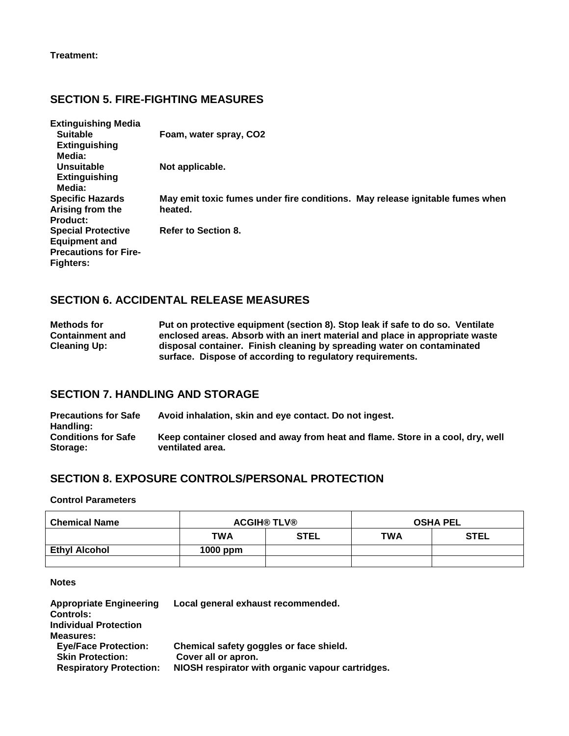**Treatment:**

## SECTION 5. FIRE-FIGHTING MEASURES

**Extinguishing Media**

**Suitable Extinguishing Media:** Foam, water spray, $CO_2$

**Unsuitable Extinguishing Media:** Not applicable.

**Specific Hazards Arising from the Product:** May emit toxic fumes under fire conditions. May release ignitable fumes when heated.

**Special Protective Equipment and Precautions for Fire-Fighters:** Refer to Section 8.

## SECTION 6. ACCIDENTAL RELEASE MEASURES

**Methods for Containment and Cleaning Up:** Put on protective equipment (section 8). Stop leak if safe to do so. Ventilate enclosed areas. Absorb with an inert material and place in appropriate waste disposal container. Finish cleaning by spreading water on contaminated surface. Dispose of according to regulatory requirements.

## SECTION 7. HANDLING AND STORAGE

**Precautions for Safe Handling:** Avoid inhalation, skin and eye contact. Do not ingest.

**Conditions for Safe Storage:** Keep container closed and away from heat and flame. Store in a cool, dry, well ventilated area.

## SECTION 8. EXPOSURE CONTROLS/PERSONAL PROTECTION

**Control Parameters**

| Chemical Name | ACGIH® TLV® | | OSHA PEL | |
|---|---|---|---|---|
| | TWA | STEL | TWA | STEL |
| Ethyl Alcohol | 1000 ppm | | | |
| | | | | |

**Notes**

**Appropriate Engineering Controls:** Local general exhaust recommended.

**Individual Protection Measures:**

**Eye/Face Protection:** Chemical safety goggles or face shield.

**Skin Protection:** Cover all or apron.

**Respiratory Protection:** NIOSH respirator with organic vapour cartridges.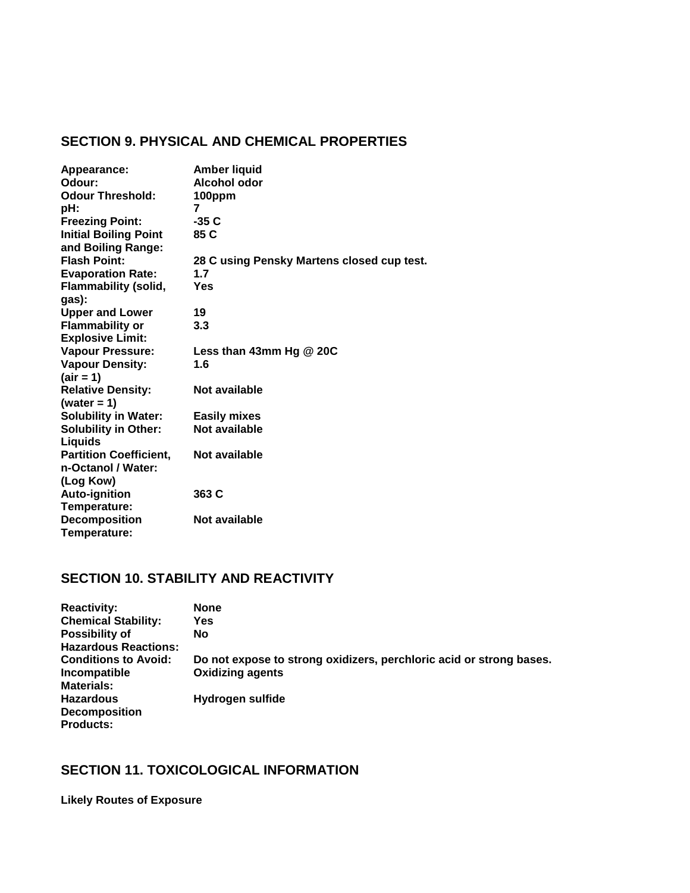## SECTION 9. PHYSICAL AND CHEMICAL PROPERTIES

| | |
|---|---|
| **Appearance:** | **Amber liquid** |
| **Odour:** | **Alcohol odor** |
| **Odour Threshold:** | **100ppm** |
| **pH:** | **7** |
| **Freezing Point:** | **-35 C** |
| **Initial Boiling Point and Boiling Range:** | **85 C** |
| **Flash Point:** | **28 C using Pensky Martens closed cup test.** |
| **Evaporation Rate:** | **1.7** |
| **Flammability (solid, gas):** | **Yes** |
| **Upper and Lower Flammability or Explosive Limit:** | **19**<br>**3.3** |
| **Vapour Pressure:** | **Less than 43mm Hg @ 20C** |
| **Vapour Density: (air = 1)** | **1.6** |
| **Relative Density: (water = 1)** | **Not available** |
| **Solubility in Water:** | **Easily mixes** |
| **Solubility in Other: Liquids** | **Not available** |
| **Partition Coefficient, n-Octanol / Water: (Log Kow)** | **Not available** |
| **Auto-ignition Temperature:** | **363 C** |
| **Decomposition Temperature:** | **Not available** |

## SECTION 10. STABILITY AND REACTIVITY

| | |
|---|---|
| **Reactivity:** | **None** |
| **Chemical Stability:** | **Yes** |
| **Possibility of Hazardous Reactions:** | **No** |
| **Conditions to Avoid:** | **Do not expose to strong oxidizers, perchloric acid or strong bases.** |
| **Incompatible Materials:** | **Oxidizing agents** |
| **Hazardous Decomposition Products:** | **Hydrogen sulfide** |

## SECTION 11. TOXICOLOGICAL INFORMATION

**Likely Routes of Exposure**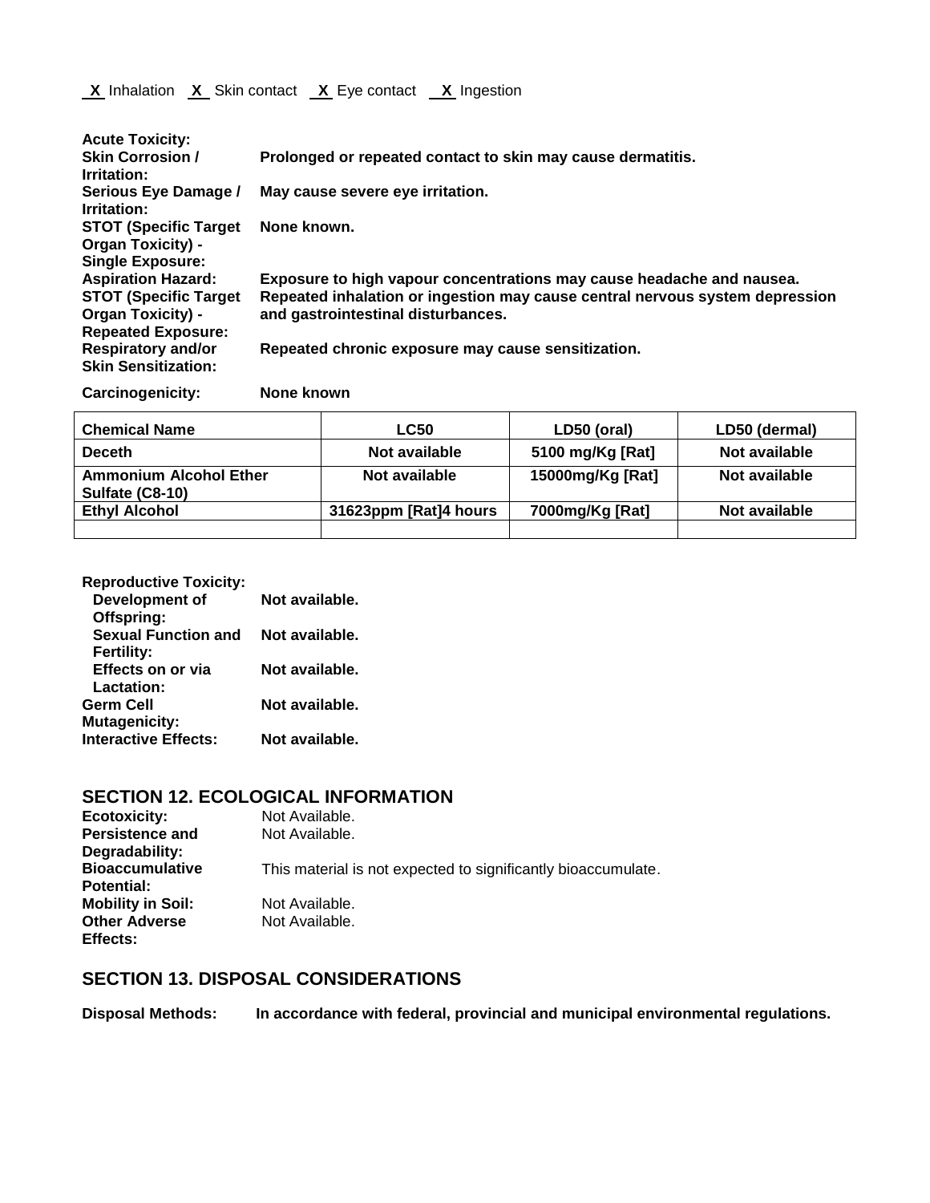**X** Inhalation **X** Skin contact **X** Eye contact **X** Ingestion

**Acute Toxicity:**

**Skin Corrosion / Irritation:** Prolonged or repeated contact to skin may cause dermatitis.

**Serious Eye Damage / Irritation:** May cause severe eye irritation.

**STOT (Specific Target Organ Toxicity) - Single Exposure:** None known.

**Aspiration Hazard:** Exposure to high vapour concentrations may cause headache and nausea.

**STOT (Specific Target Organ Toxicity) - Repeated Exposure:** Repeated inhalation or ingestion may cause central nervous system depression and gastrointestinal disturbances.

**Respiratory and/or Skin Sensitization:** Repeated chronic exposure may cause sensitization.

**Carcinogenicity:** None known

| Chemical Name | LC50 | LD50 (oral) | LD50 (dermal) |
|---|---|---|---|
| Deceth | Not available | 5100 mg/Kg [Rat] | Not available |
| Ammonium Alcohol Ether Sulfate (C8-10) | Not available | 15000mg/Kg [Rat] | Not available |
| Ethyl Alcohol | 31623ppm [Rat]4 hours | 7000mg/Kg [Rat] | Not available |
| | | | |

**Reproductive Toxicity:**

- **Development of Offspring:** Not available.
- **Sexual Function and Fertility:** Not available.
- **Effects on or via Lactation:** Not available.

**Germ Cell Mutagenicity:** Not available.

**Interactive Effects:** Not available.

## SECTION 12. ECOLOGICAL INFORMATION

**Ecotoxicity:** Not Available.

**Persistence and Degradability:** Not Available.

**Bioaccumulative Potential:** This material is not expected to significantly bioaccumulate.

**Mobility in Soil:** Not Available.

**Other Adverse Effects:** Not Available.

## SECTION 13. DISPOSAL CONSIDERATIONS

**Disposal Methods:** In accordance with federal, provincial and municipal environmental regulations.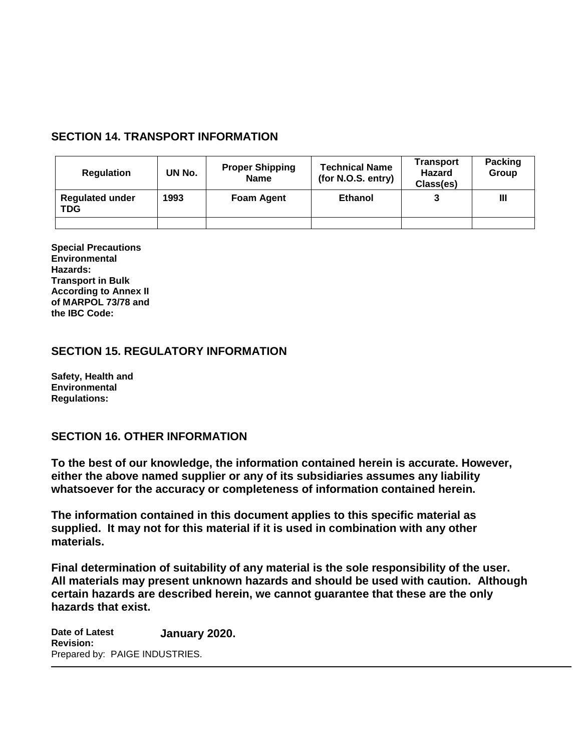## SECTION 14. TRANSPORT INFORMATION

| Regulation | UN No. | Proper Shipping Name | Technical Name (for N.O.S. entry) | Transport Hazard Class(es) | Packing Group |
|---|---|---|---|---|---|
| Regulated under TDG | 1993 | Foam Agent | Ethanol | 3 | III |
| | | | | | |

**Special Precautions**

**Environmental Hazards:**

**Transport in Bulk According to Annex II of MARPOL 73/78 and the IBC Code:**

## SECTION 15. REGULATORY INFORMATION

**Safety, Health and Environmental Regulations:**

## SECTION 16. OTHER INFORMATION

**To the best of our knowledge, the information contained herein is accurate. However, either the above named supplier or any of its subsidiaries assumes any liability whatsoever for the accuracy or completeness of information contained herein.**

**The information contained in this document applies to this specific material as supplied. It may not for this material if it is used in combination with any other materials.**

**Final determination of suitability of any material is the sole responsibility of the user. All materials may present unknown hazards and should be used with caution. Although certain hazards are described herein, we cannot guarantee that these are the only hazards that exist.**

**Date of Latest Revision:** **January 2020.**

Prepared by: PAIGE INDUSTRIES.